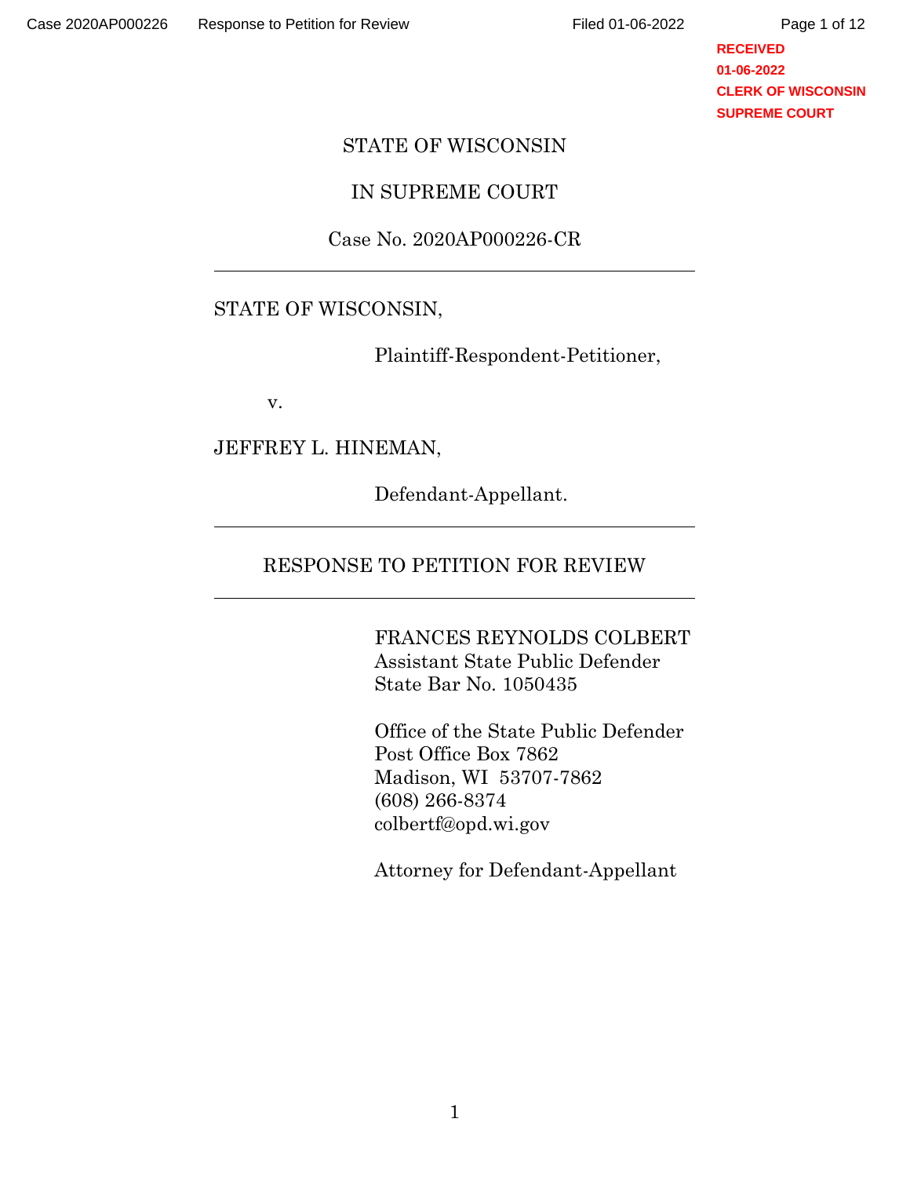STATE OF WISCONSIN

IN SUPREME COURT

Case No. 2020AP000226-CR

---

STATE OF WISCONSIN,

Plaintiff-Respondent-Petitioner,

v.

JEFFREY L. HINEMAN,

Defendant-Appellant.

---

RESPONSE TO PETITION FOR REVIEW

---

FRANCES REYNOLDS COLBERT
Assistant State Public Defender
State Bar No. 1050435

Office of the State Public Defender
Post Office Box 7862
Madison, WI 53707-7862
(608) 266-8374
colbertf@opd.wi.gov

Attorney for Defendant-Appellant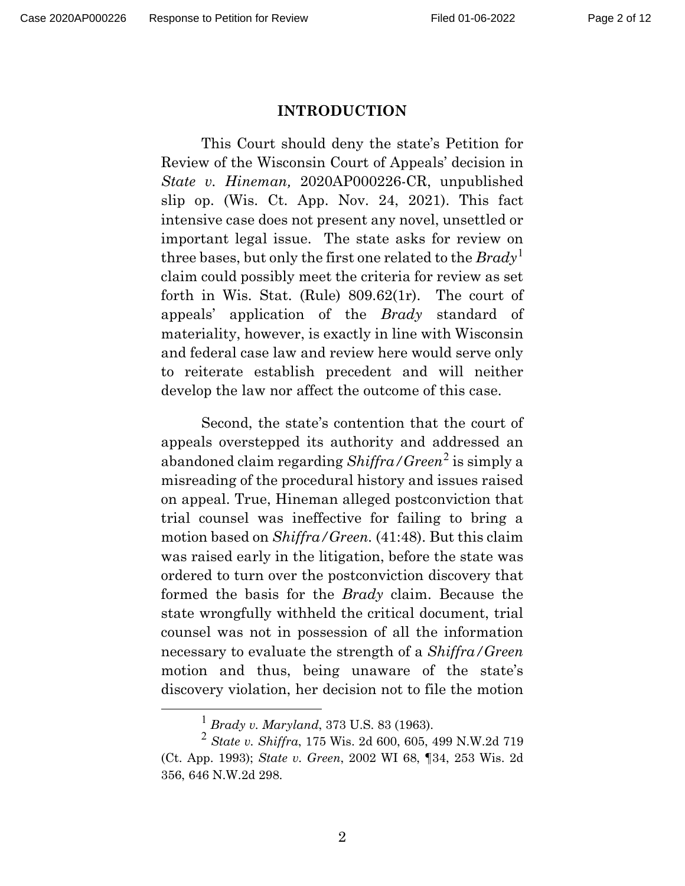## INTRODUCTION

This Court should deny the state's Petition for Review of the Wisconsin Court of Appeals' decision in *State v. Hineman,* 2020AP000226-CR, unpublished slip op. (Wis. Ct. App. Nov. 24, 2021). This fact intensive case does not present any novel, unsettled or important legal issue. The state asks for review on three bases, but only the first one related to the *Brady*[1] claim could possibly meet the criteria for review as set forth in Wis. Stat. (Rule) 809.62(1r). The court of appeals' application of the *Brady* standard of materiality, however, is exactly in line with Wisconsin and federal case law and review here would serve only to reiterate establish precedent and will neither develop the law nor affect the outcome of this case.

Second, the state's contention that the court of appeals overstepped its authority and addressed an abandoned claim regarding *Shiffra/Green*[2] is simply a misreading of the procedural history and issues raised on appeal. True, Hineman alleged postconviction that trial counsel was ineffective for failing to bring a motion based on *Shiffra/Green.* (41:48). But this claim was raised early in the litigation, before the state was ordered to turn over the postconviction discovery that formed the basis for the *Brady* claim. Because the state wrongfully withheld the critical document, trial counsel was not in possession of all the information necessary to evaluate the strength of a *Shiffra/Green* motion and thus, being unaware of the state's discovery violation, her decision not to file the motion

---

[1] *Brady v. Maryland*, 373 U.S. 83 (1963).

[2] *State v. Shiffra*, 175 Wis. 2d 600, 605, 499 N.W.2d 719 (Ct. App. 1993); *State v. Green*, 2002 WI 68, ¶34, 253 Wis. 2d 356, 646 N.W.2d 298.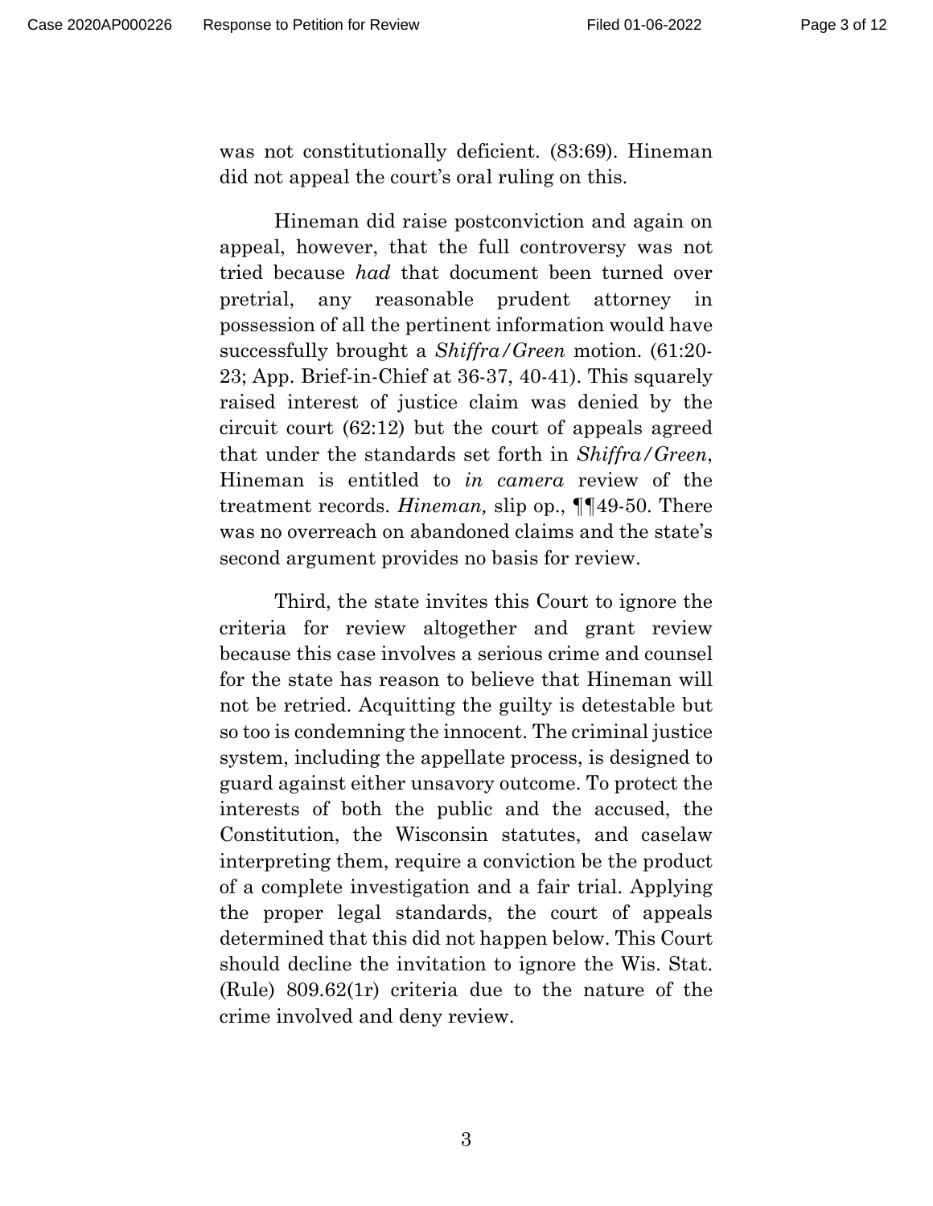was not constitutionally deficient. (83:69). Hineman did not appeal the court's oral ruling on this.

Hineman did raise postconviction and again on appeal, however, that the full controversy was not tried because *had* that document been turned over pretrial, any reasonable prudent attorney in possession of all the pertinent information would have successfully brought a *Shiffra/Green* motion. (61:20-23; App. Brief-in-Chief at 36-37, 40-41). This squarely raised interest of justice claim was denied by the circuit court (62:12) but the court of appeals agreed that under the standards set forth in *Shiffra/Green*, Hineman is entitled to *in camera* review of the treatment records. *Hineman,* slip op., ¶¶49-50. There was no overreach on abandoned claims and the state's second argument provides no basis for review.

Third, the state invites this Court to ignore the criteria for review altogether and grant review because this case involves a serious crime and counsel for the state has reason to believe that Hineman will not be retried. Acquitting the guilty is detestable but so too is condemning the innocent. The criminal justice system, including the appellate process, is designed to guard against either unsavory outcome. To protect the interests of both the public and the accused, the Constitution, the Wisconsin statutes, and caselaw interpreting them, require a conviction be the product of a complete investigation and a fair trial. Applying the proper legal standards, the court of appeals determined that this did not happen below. This Court should decline the invitation to ignore the Wis. Stat. (Rule) 809.62(1r) criteria due to the nature of the crime involved and deny review.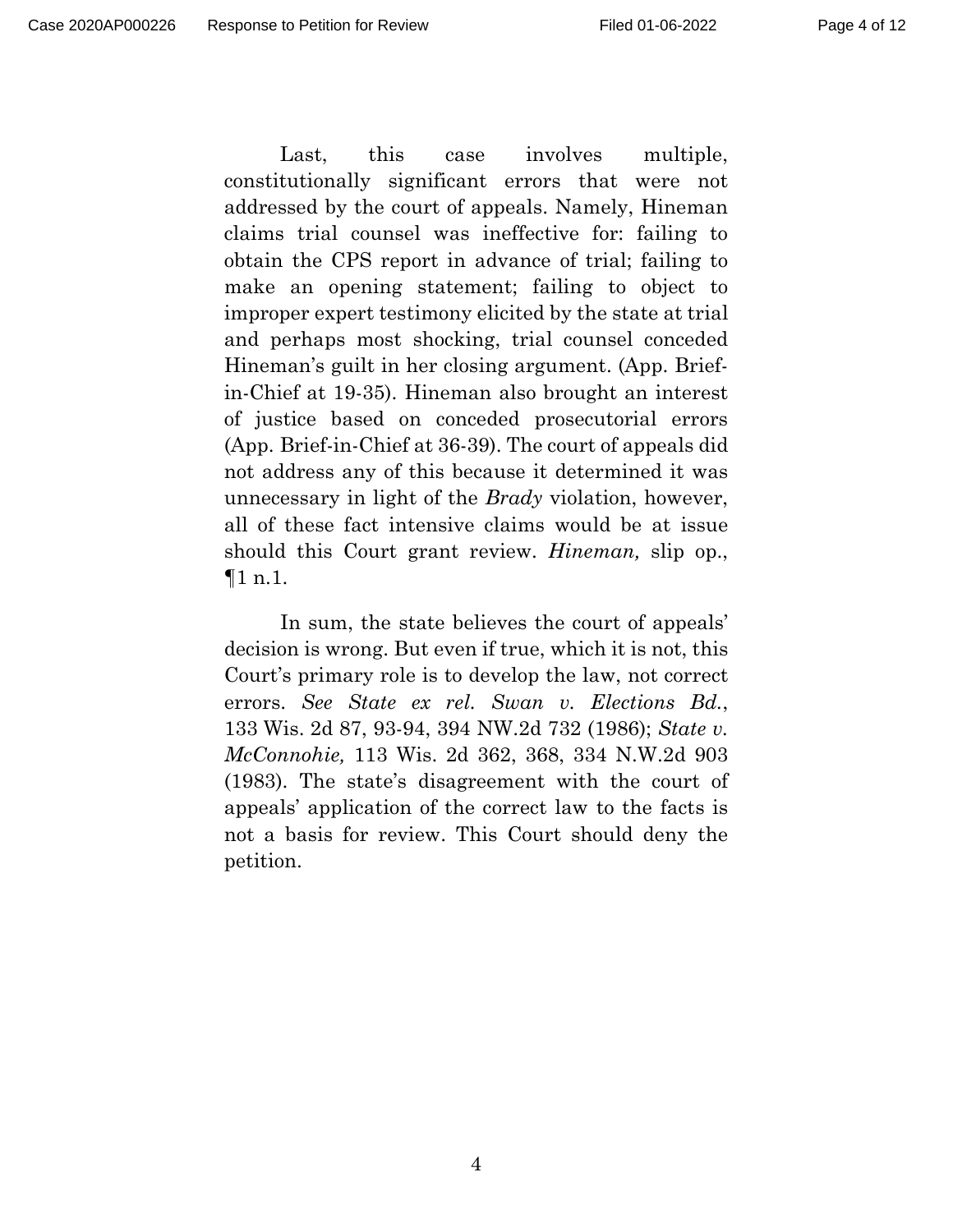Last, this case involves multiple, constitutionally significant errors that were not addressed by the court of appeals. Namely, Hineman claims trial counsel was ineffective for: failing to obtain the CPS report in advance of trial; failing to make an opening statement; failing to object to improper expert testimony elicited by the state at trial and perhaps most shocking, trial counsel conceded Hineman's guilt in her closing argument. (App. Brief-in-Chief at 19-35). Hineman also brought an interest of justice based on conceded prosecutorial errors (App. Brief-in-Chief at 36-39). The court of appeals did not address any of this because it determined it was unnecessary in light of the *Brady* violation, however, all of these fact intensive claims would be at issue should this Court grant review. *Hineman,* slip op., ¶1 n.1.

In sum, the state believes the court of appeals' decision is wrong. But even if true, which it is not, this Court's primary role is to develop the law, not correct errors. *See State ex rel. Swan v. Elections Bd.*, 133 Wis. 2d 87, 93-94, 394 NW.2d 732 (1986); *State v. McConnohie,* 113 Wis. 2d 362, 368, 334 N.W.2d 903 (1983). The state's disagreement with the court of appeals' application of the correct law to the facts is not a basis for review. This Court should deny the petition.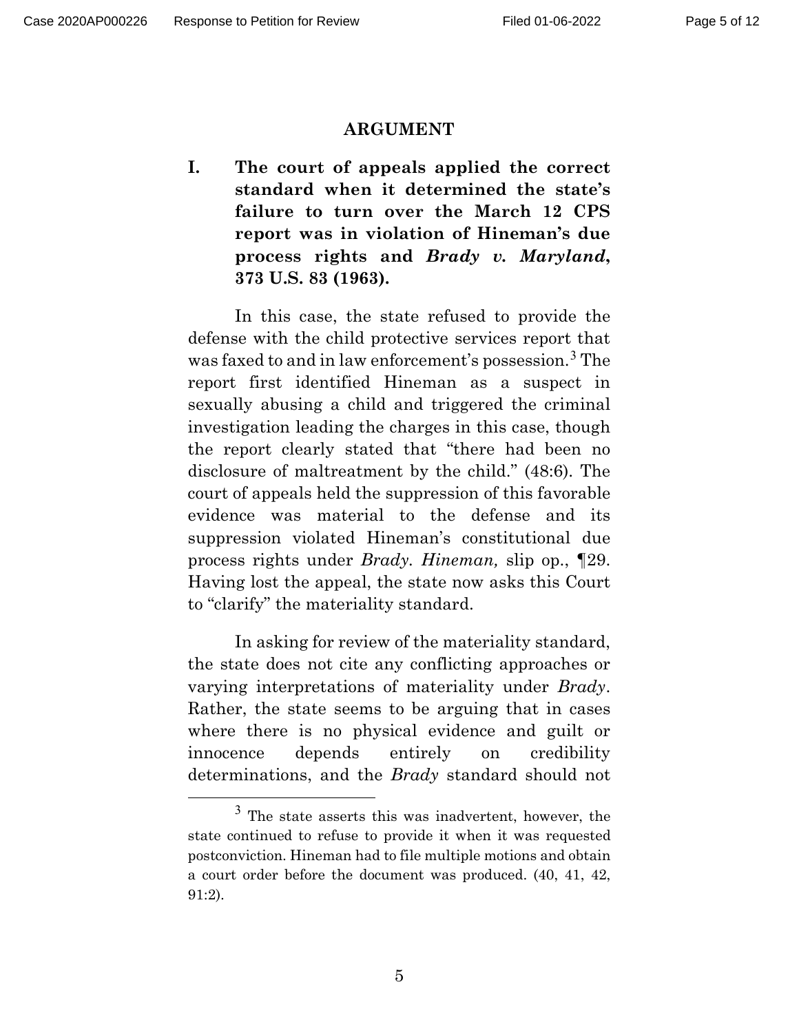## ARGUMENT

### I. The court of appeals applied the correct standard when it determined the state's failure to turn over the March 12 CPS report was in violation of Hineman's due process rights and *Brady v. Maryland*, 373 U.S. 83 (1963).

In this case, the state refused to provide the defense with the child protective services report that was faxed to and in law enforcement's possession.[3] The report first identified Hineman as a suspect in sexually abusing a child and triggered the criminal investigation leading the charges in this case, though the report clearly stated that "there had been no disclosure of maltreatment by the child." (48:6). The court of appeals held the suppression of this favorable evidence was material to the defense and its suppression violated Hineman's constitutional due process rights under *Brady*. *Hineman,* slip op., ¶29. Having lost the appeal, the state now asks this Court to "clarify" the materiality standard.

In asking for review of the materiality standard, the state does not cite any conflicting approaches or varying interpretations of materiality under *Brady*. Rather, the state seems to be arguing that in cases where there is no physical evidence and guilt or innocence depends entirely on credibility determinations, and the *Brady* standard should not

[3] The state asserts this was inadvertent, however, the state continued to refuse to provide it when it was requested postconviction. Hineman had to file multiple motions and obtain a court order before the document was produced. (40, 41, 42, 91:2).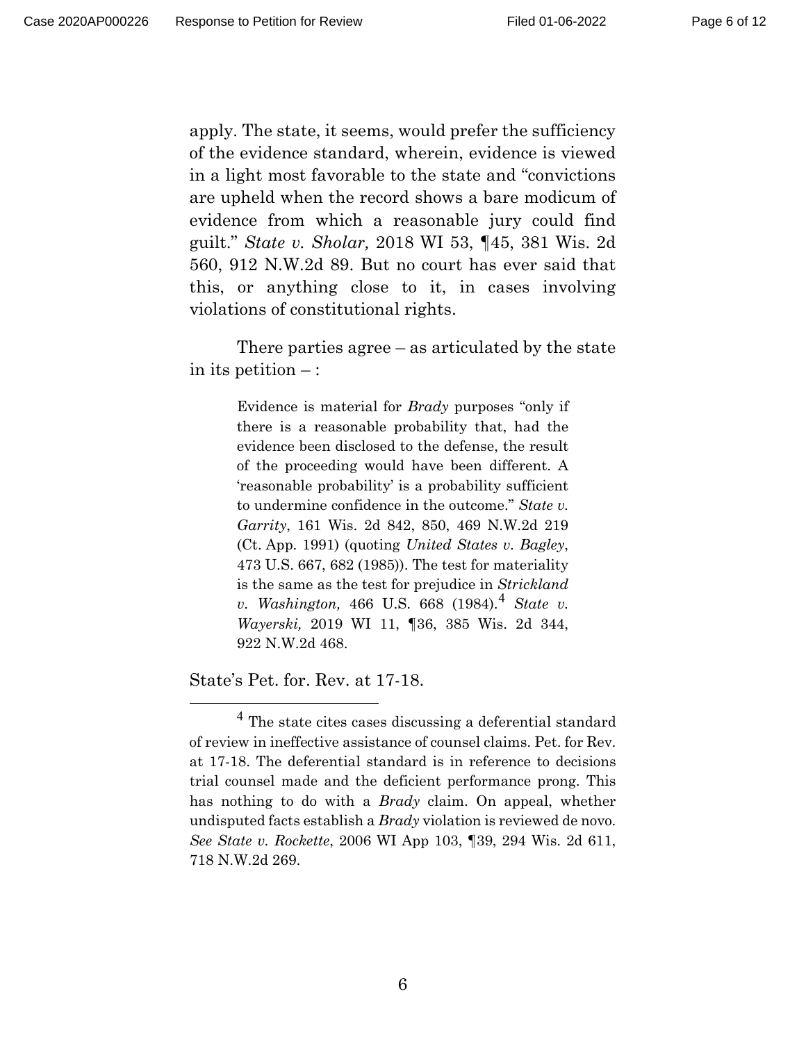apply. The state, it seems, would prefer the sufficiency of the evidence standard, wherein, evidence is viewed in a light most favorable to the state and "convictions are upheld when the record shows a bare modicum of evidence from which a reasonable jury could find guilt." *State v. Sholar,* 2018 WI 53, ¶45, 381 Wis. 2d 560, 912 N.W.2d 89. But no court has ever said that this, or anything close to it, in cases involving violations of constitutional rights.

There parties agree – as articulated by the state in its petition – :

> Evidence is material for *Brady* purposes "only if there is a reasonable probability that, had the evidence been disclosed to the defense, the result of the proceeding would have been different. A 'reasonable probability' is a probability sufficient to undermine confidence in the outcome." *State v. Garrity*, 161 Wis. 2d 842, 850, 469 N.W.2d 219 (Ct. App. 1991) (quoting *United States v. Bagley*, 473 U.S. 667, 682 (1985)). The test for materiality is the same as the test for prejudice in *Strickland v. Washington,* 466 U.S. 668 (1984).[4] *State v. Wayerski,* 2019 WI 11, ¶36, 385 Wis. 2d 344, 922 N.W.2d 468.

State's Pet. for. Rev. at 17-18.

---

[4] The state cites cases discussing a deferential standard of review in ineffective assistance of counsel claims. Pet. for Rev. at 17-18. The deferential standard is in reference to decisions trial counsel made and the deficient performance prong. This has nothing to do with a *Brady* claim. On appeal, whether undisputed facts establish a *Brady* violation is reviewed de novo. *See State v. Rockette*, 2006 WI App 103, ¶39, 294 Wis. 2d 611, 718 N.W.2d 269.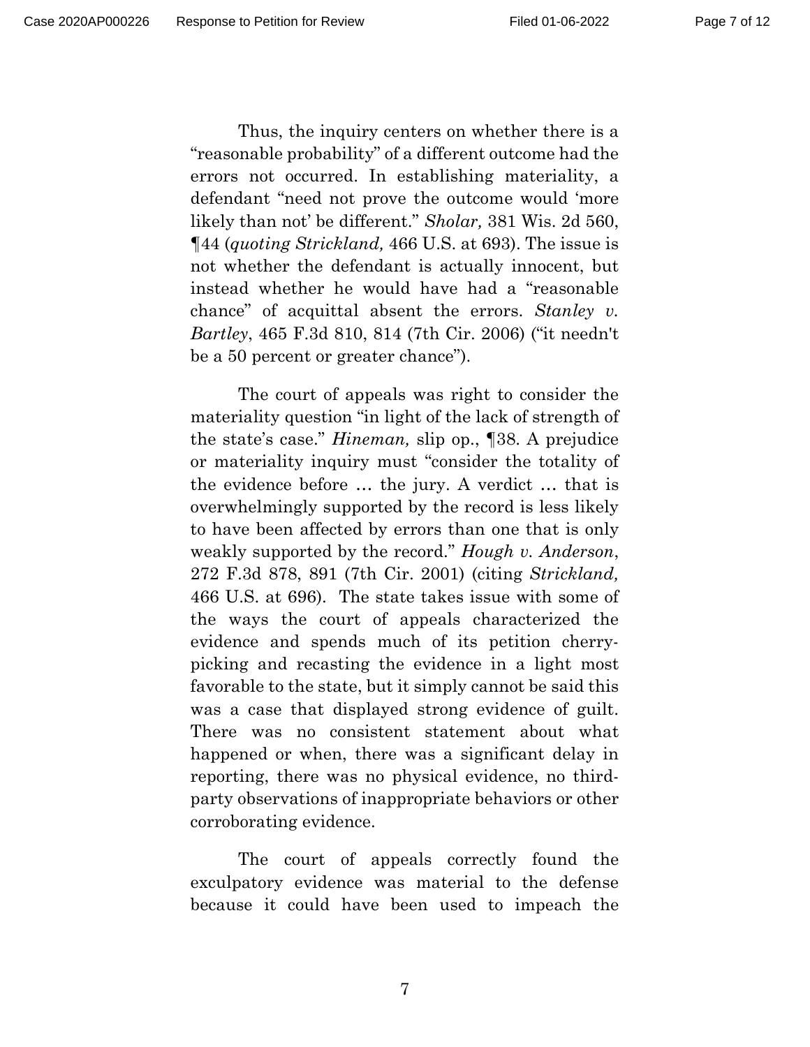Thus, the inquiry centers on whether there is a "reasonable probability" of a different outcome had the errors not occurred. In establishing materiality, a defendant "need not prove the outcome would 'more likely than not' be different." *Sholar,* 381 Wis. 2d 560, ¶44 (*quoting Strickland,* 466 U.S. at 693). The issue is not whether the defendant is actually innocent, but instead whether he would have had a "reasonable chance" of acquittal absent the errors. *Stanley v. Bartley*, 465 F.3d 810, 814 (7th Cir. 2006) ("it needn't be a 50 percent or greater chance").

The court of appeals was right to consider the materiality question "in light of the lack of strength of the state's case." *Hineman,* slip op., ¶38. A prejudice or materiality inquiry must "consider the totality of the evidence before … the jury. A verdict … that is overwhelmingly supported by the record is less likely to have been affected by errors than one that is only weakly supported by the record." *Hough v. Anderson*, 272 F.3d 878, 891 (7th Cir. 2001) (citing *Strickland,* 466 U.S. at 696). The state takes issue with some of the ways the court of appeals characterized the evidence and spends much of its petition cherry-picking and recasting the evidence in a light most favorable to the state, but it simply cannot be said this was a case that displayed strong evidence of guilt. There was no consistent statement about what happened or when, there was a significant delay in reporting, there was no physical evidence, no third-party observations of inappropriate behaviors or other corroborating evidence.

The court of appeals correctly found the exculpatory evidence was material to the defense because it could have been used to impeach the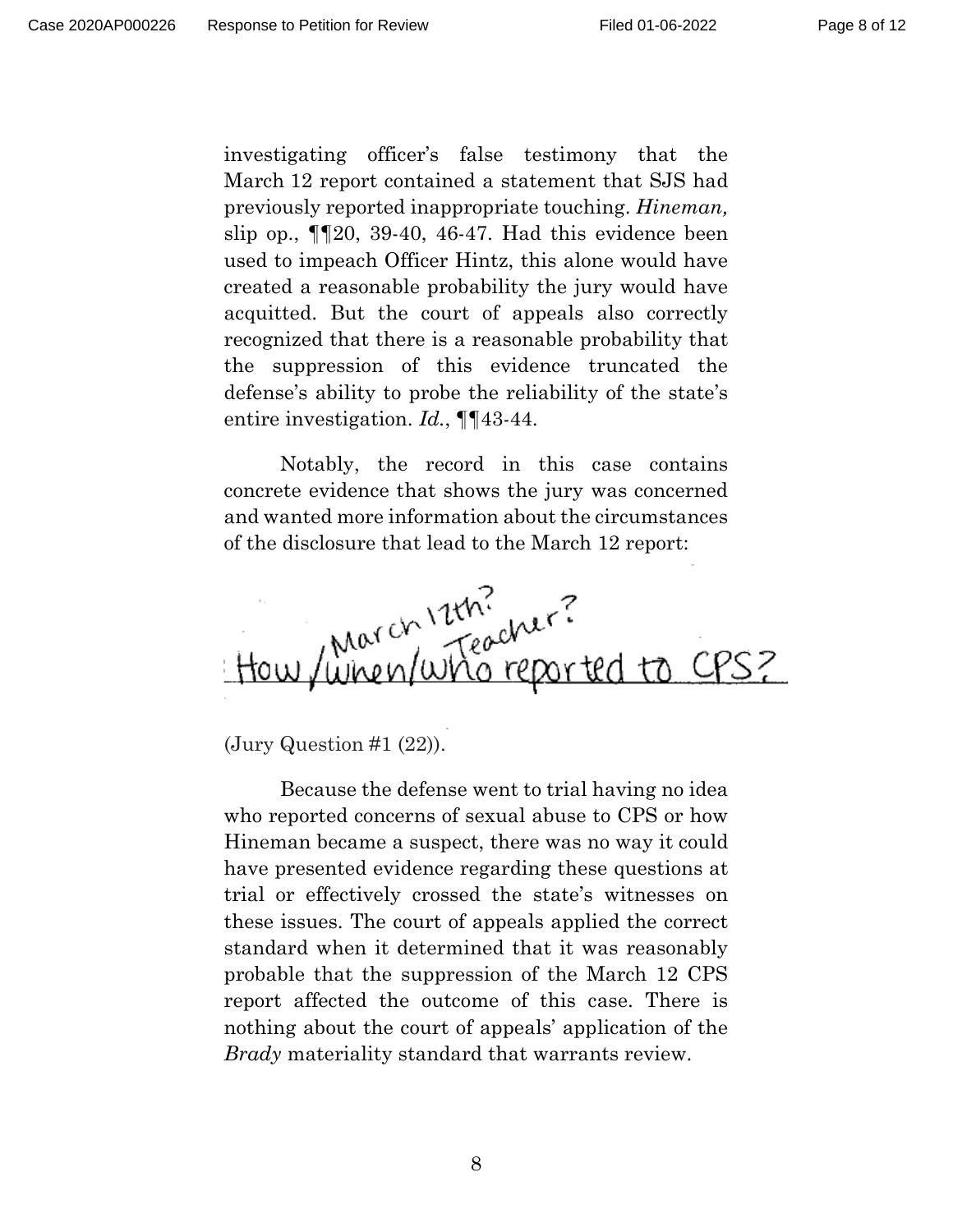investigating officer's false testimony that the March 12 report contained a statement that SJS had previously reported inappropriate touching. *Hineman,* slip op., ¶¶20, 39-40, 46-47. Had this evidence been used to impeach Officer Hintz, this alone would have created a reasonable probability the jury would have acquitted. But the court of appeals also correctly recognized that there is a reasonable probability that the suppression of this evidence truncated the defense's ability to probe the reliability of the state's entire investigation. *Id.*, ¶¶43-44.

Notably, the record in this case contains concrete evidence that shows the jury was concerned and wanted more information about the circumstances of the disclosure that lead to the March 12 report:

How / When / Who reported to CPS? [handwritten annotations above: "March 12th?" over "When"; "Teacher?" over "Who"]

(Jury Question #1 (22)).

Because the defense went to trial having no idea who reported concerns of sexual abuse to CPS or how Hineman became a suspect, there was no way it could have presented evidence regarding these questions at trial or effectively crossed the state's witnesses on these issues. The court of appeals applied the correct standard when it determined that it was reasonably probable that the suppression of the March 12 CPS report affected the outcome of this case. There is nothing about the court of appeals' application of the *Brady* materiality standard that warrants review.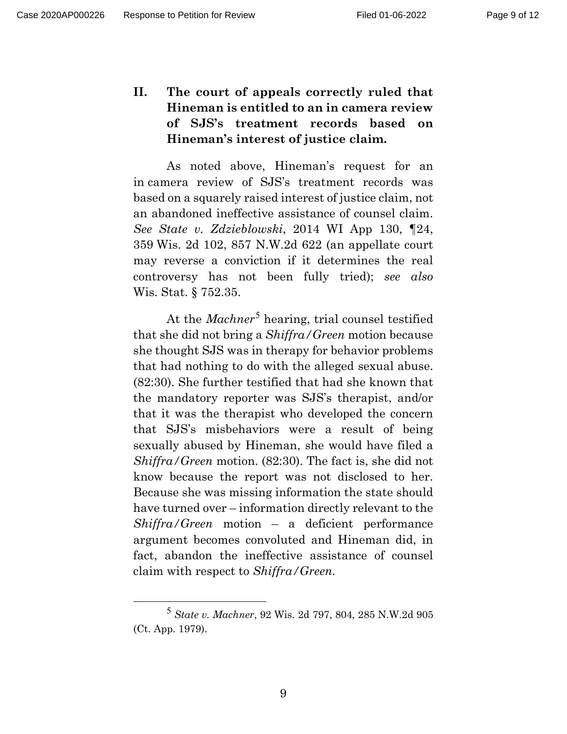## II. The court of appeals correctly ruled that Hineman is entitled to an in camera review of SJS's treatment records based on Hineman's interest of justice claim.

As noted above, Hineman's request for an in camera review of SJS's treatment records was based on a squarely raised interest of justice claim, not an abandoned ineffective assistance of counsel claim. *See State v. Zdzieblowski*, 2014 WI App 130, ¶24, 359 Wis. 2d 102, 857 N.W.2d 622 (an appellate court may reverse a conviction if it determines the real controversy has not been fully tried); *see also* Wis. Stat. § 752.35.

At the *Machner*[5] hearing, trial counsel testified that she did not bring a *Shiffra/Green* motion because she thought SJS was in therapy for behavior problems that had nothing to do with the alleged sexual abuse. (82:30). She further testified that had she known that the mandatory reporter was SJS's therapist, and/or that it was the therapist who developed the concern that SJS's misbehaviors were a result of being sexually abused by Hineman, she would have filed a *Shiffra/Green* motion. (82:30). The fact is, she did not know because the report was not disclosed to her. Because she was missing information the state should have turned over – information directly relevant to the *Shiffra/Green* motion – a deficient performance argument becomes convoluted and Hineman did, in fact, abandon the ineffective assistance of counsel claim with respect to *Shiffra/Green*.

---

[5] *State v. Machner*, 92 Wis. 2d 797, 804, 285 N.W.2d 905 (Ct. App. 1979).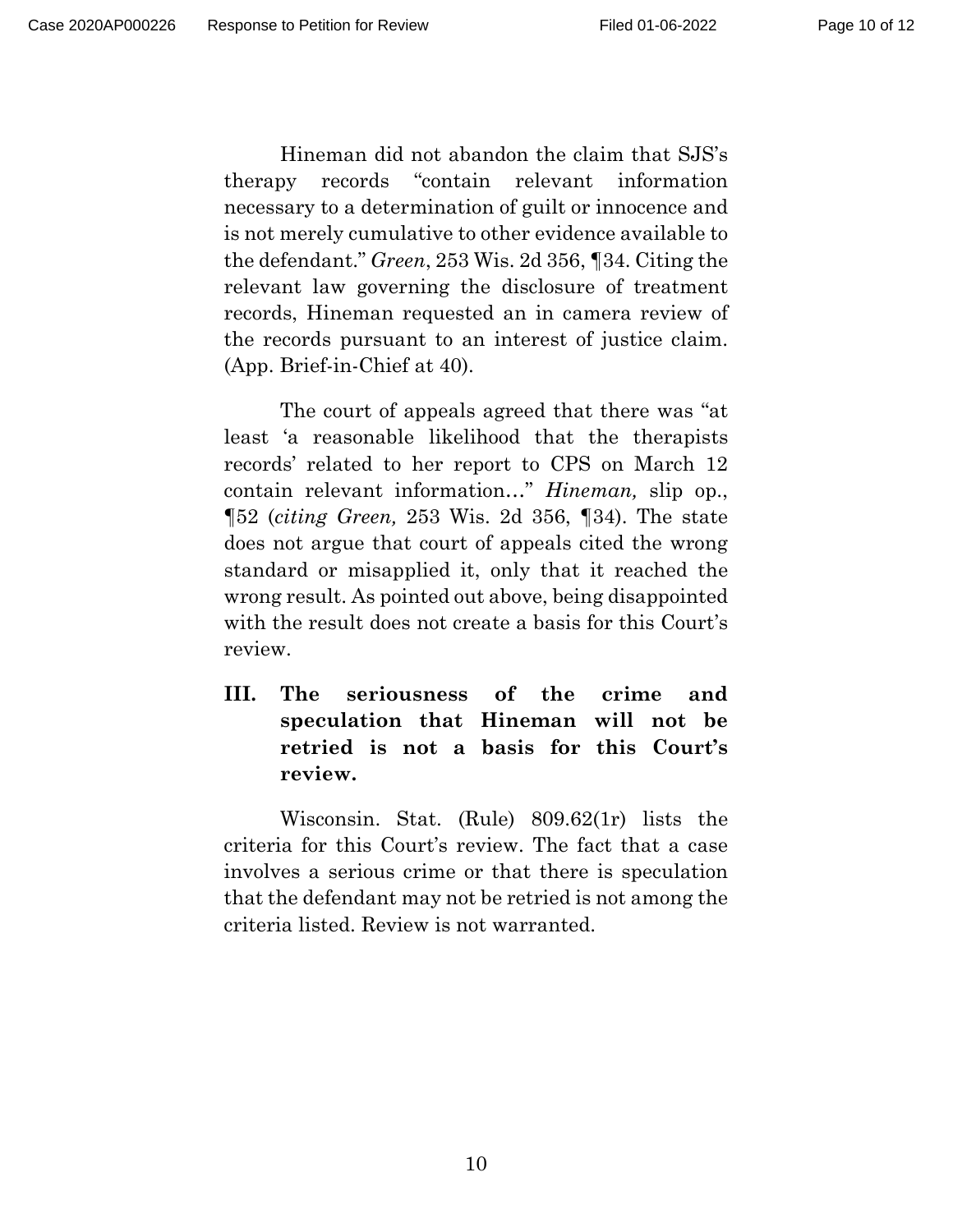Hineman did not abandon the claim that SJS's therapy records "contain relevant information necessary to a determination of guilt or innocence and is not merely cumulative to other evidence available to the defendant." *Green*, 253 Wis. 2d 356, ¶34. Citing the relevant law governing the disclosure of treatment records, Hineman requested an in camera review of the records pursuant to an interest of justice claim. (App. Brief-in-Chief at 40).

The court of appeals agreed that there was "at least 'a reasonable likelihood that the therapists records' related to her report to CPS on March 12 contain relevant information…" *Hineman,* slip op., ¶52 (*citing Green,* 253 Wis. 2d 356, ¶34). The state does not argue that court of appeals cited the wrong standard or misapplied it, only that it reached the wrong result. As pointed out above, being disappointed with the result does not create a basis for this Court's review.

## III. The seriousness of the crime and speculation that Hineman will not be retried is not a basis for this Court's review.

Wisconsin. Stat. (Rule) 809.62(1r) lists the criteria for this Court's review. The fact that a case involves a serious crime or that there is speculation that the defendant may not be retried is not among the criteria listed. Review is not warranted.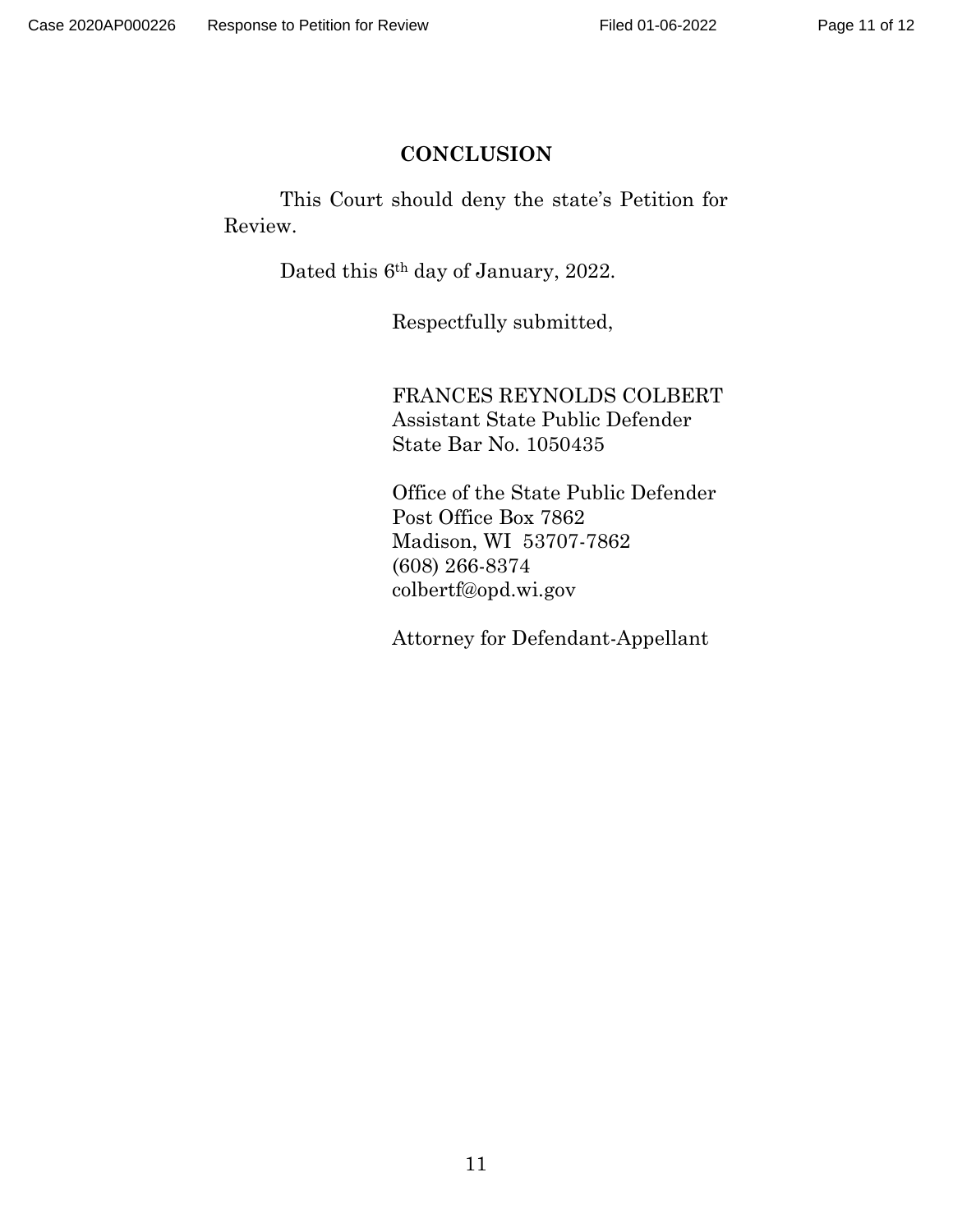## CONCLUSION

This Court should deny the state's Petition for Review.

Dated this 6th day of January, 2022.

Respectfully submitted,

FRANCES REYNOLDS COLBERT
Assistant State Public Defender
State Bar No. 1050435

Office of the State Public Defender
Post Office Box 7862
Madison, WI 53707-7862
(608) 266-8374
colbertf@opd.wi.gov

Attorney for Defendant-Appellant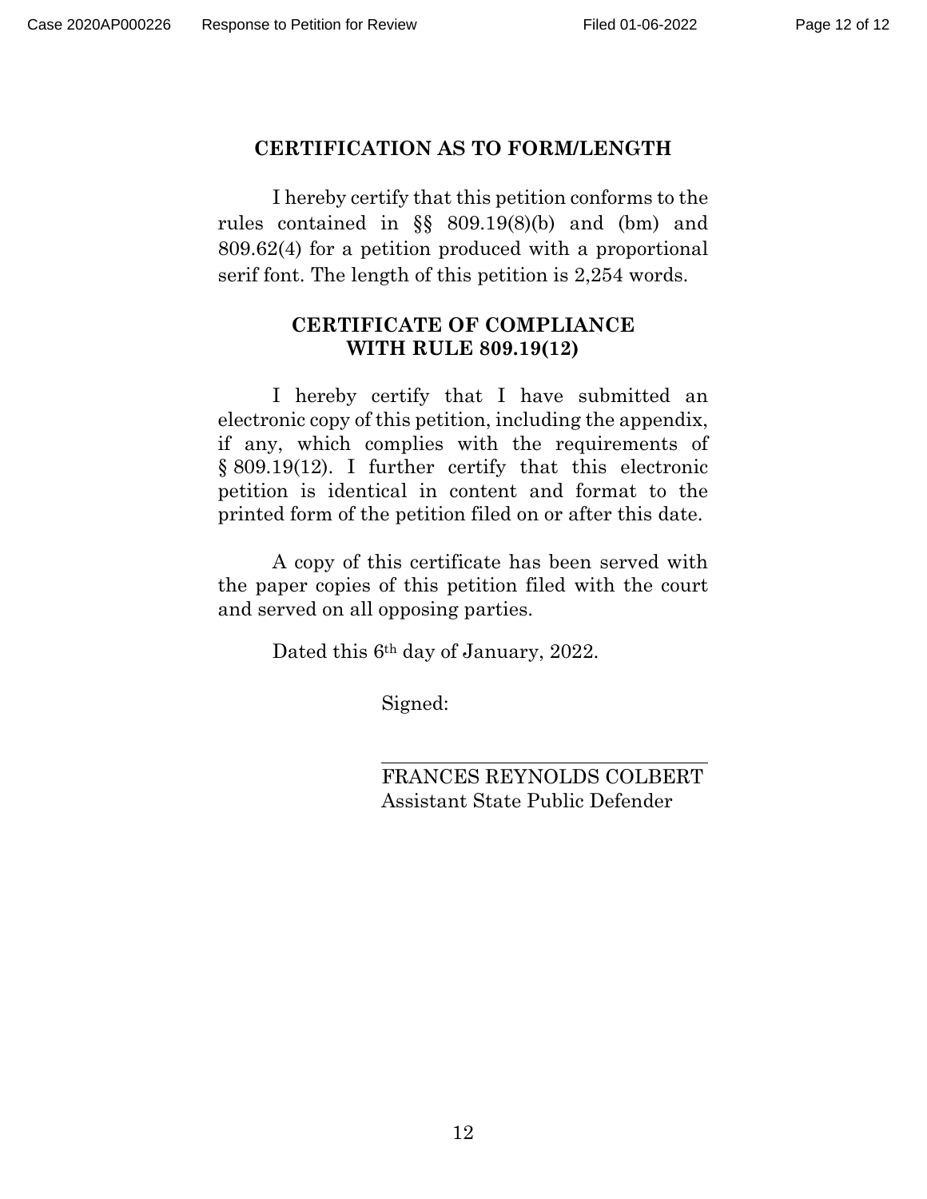## CERTIFICATION AS TO FORM/LENGTH

I hereby certify that this petition conforms to the rules contained in §§ 809.19(8)(b) and (bm) and 809.62(4) for a petition produced with a proportional serif font. The length of this petition is 2,254 words.

## CERTIFICATE OF COMPLIANCE WITH RULE 809.19(12)

I hereby certify that I have submitted an electronic copy of this petition, including the appendix, if any, which complies with the requirements of § 809.19(12). I further certify that this electronic petition is identical in content and format to the printed form of the petition filed on or after this date.

A copy of this certificate has been served with the paper copies of this petition filed with the court and served on all opposing parties.

Dated this 6th day of January, 2022.

Signed:

\_\_\_\_\_\_\_\_\_\_\_\_\_\_\_\_\_\_\_\_\_\_\_\_\_\_\_\_\_\_\_\_

FRANCES REYNOLDS COLBERT
Assistant State Public Defender